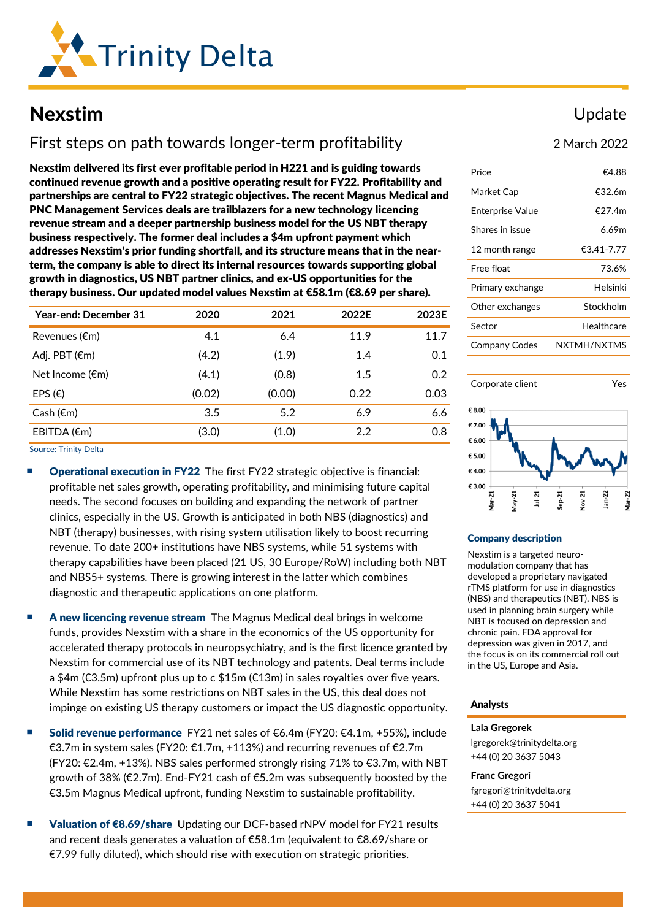Trinity Delta

# Nexstim

Update

## First steps on path towards longer-term profitability

2 March 2022

**Nexstim delivered its first ever profitable period in H221 and is guiding towards continued revenue growth and a positive operating result for FY22. Profitability and partnerships are central to FY22 strategic objectives. The recent Magnus Medical and PNC Management Services deals are trailblazers for a new technology licencing revenue stream and a deeper partnership business model for the US NBT therapy business respectively. The former deal includes a $4m upfront payment which addresses Nexstim's prior funding shortfall, and its structure means that in the near-term, the company is able to direct its internal resources towards supporting global growth in diagnostics, US NBT partner clinics, and ex-US opportunities for the therapy business. Our updated model values Nexstim at €58.1m (€8.69 per share).**

| Year-end: December 31 | 2020 | 2021 | 2022E | 2023E |
|---|---|---|---|---|
| Revenues (€m) | 4.1 | 6.4 | 11.9 | 11.7 |
| Adj. PBT (€m) | (4.2) | (1.9) | 1.4 | 0.1 |
| Net Income (€m) | (4.1) | (0.8) | 1.5 | 0.2 |
| EPS (€) | (0.02) | (0.00) | 0.22 | 0.03 |
| Cash (€m) | 3.5 | 5.2 | 6.9 | 6.6 |
| EBITDA (€m) | (3.0) | (1.0) | 2.2 | 0.8 |

Source: Trinity Delta

- **Operational execution in FY22** The first FY22 strategic objective is financial: profitable net sales growth, operating profitability, and minimising future capital needs. The second focuses on building and expanding the network of partner clinics, especially in the US. Growth is anticipated in both NBS (diagnostics) and NBT (therapy) businesses, with rising system utilisation likely to boost recurring revenue. To date 200+ institutions have NBS systems, while 51 systems with therapy capabilities have been placed (21 US, 30 Europe/RoW) including both NBT and NBS5+ systems. There is growing interest in the latter which combines diagnostic and therapeutic applications on one platform.

- **A new licencing revenue stream** The Magnus Medical deal brings in welcome funds, provides Nexstim with a share in the economics of the US opportunity for accelerated therapy protocols in neuropsychiatry, and is the first licence granted by Nexstim for commercial use of its NBT technology and patents. Deal terms include a $4m (€3.5m) upfront plus up to c $15m (€13m) in sales royalties over five years. While Nexstim has some restrictions on NBT sales in the US, this deal does not impinge on existing US therapy customers or impact the US diagnostic opportunity.

- **Solid revenue performance** FY21 net sales of €6.4m (FY20: €4.1m, +55%), include €3.7m in system sales (FY20: €1.7m, +113%) and recurring revenues of €2.7m (FY20: €2.4m, +13%). NBS sales performed strongly rising 71% to €3.7m, with NBT growth of 38% (€2.7m). End-FY21 cash of €5.2m was subsequently boosted by the €3.5m Magnus Medical upfront, funding Nexstim to sustainable profitability.

- **Valuation of €8.69/share** Updating our DCF-based rNPV model for FY21 results and recent deals generates a valuation of €58.1m (equivalent to €8.69/share or €7.99 fully diluted), which should rise with execution on strategic priorities.

| | |
|---|---|
| Price | €4.88 |
| Market Cap | €32.6m |
| Enterprise Value | €27.4m |
| Shares in issue | 6.69m |
| 12 month range | €3.41-7.77 |
| Free float | 73.6% |
| Primary exchange | Helsinki |
| Other exchanges | Stockholm |
| Sector | Healthcare |
| Company Codes | NXTMH/NXTMS |

| | |
|---|---|
| Corporate client | Yes |

### Company description

Nexstim is a targeted neuro-modulation company that has developed a proprietary navigated rTMS platform for use in diagnostics (NBS) and therapeutics (NBT). NBS is used in planning brain surgery while NBT is focused on depression and chronic pain. FDA approval for depression was given in 2017, and the focus is on its commercial roll out in the US, Europe and Asia.

### Analysts

**Lala Gregorek**
lgregorek@trinitydelta.org
+44 (0) 20 3637 5043

**Franc Gregori**
fgregori@trinitydelta.org
+44 (0) 20 3637 5041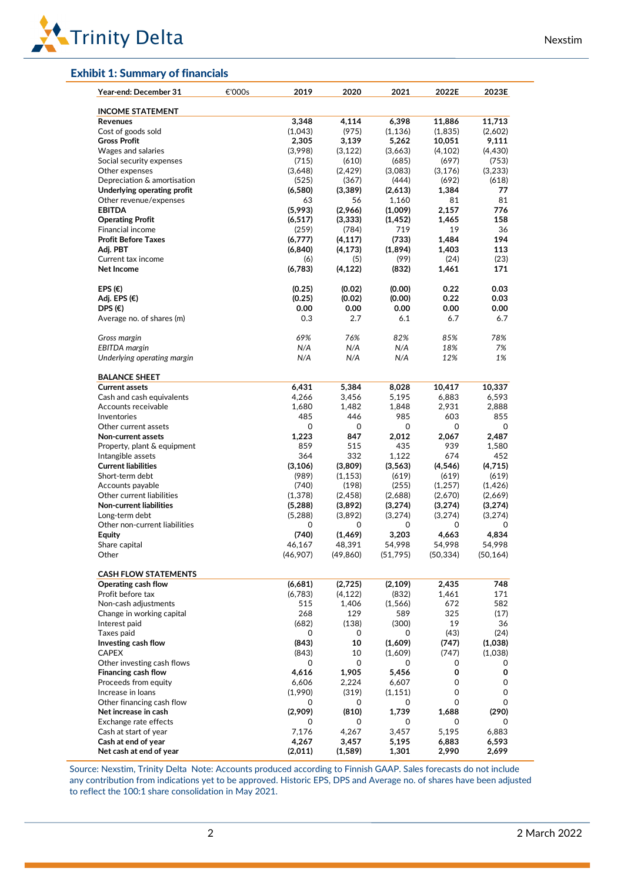## Exhibit 1: Summary of financials

| Year-end: December 31 | €'000s | 2019 | 2020 | 2021 | 2022E | 2023E |
|---|---|---|---|---|---|---|
| **INCOME STATEMENT** | | | | | | |
| **Revenues** | | **3,348** | **4,114** | **6,398** | **11,886** | **11,713** |
| Cost of goods sold | | (1,043) | (975) | (1,136) | (1,835) | (2,602) |
| **Gross Profit** | | **2,305** | **3,139** | **5,262** | **10,051** | **9,111** |
| Wages and salaries | | (3,998) | (3,122) | (3,663) | (4,102) | (4,430) |
| Social security expenses | | (715) | (610) | (685) | (697) | (753) |
| Other expenses | | (3,648) | (2,429) | (3,083) | (3,176) | (3,233) |
| Depreciation & amortisation | | (525) | (367) | (444) | (692) | (618) |
| **Underlying operating profit** | | **(6,580)** | **(3,389)** | **(2,613)** | **1,384** | **77** |
| Other revenue/expenses | | 63 | 56 | 1,160 | 81 | 81 |
| **EBITDA** | | **(5,993)** | **(2,966)** | **(1,009)** | **2,157** | **776** |
| **Operating Profit** | | **(6,517)** | **(3,333)** | **(1,452)** | **1,465** | **158** |
| Financial income | | (259) | (784) | 719 | 19 | 36 |
| **Profit Before Taxes** | | **(6,777)** | **(4,117)** | **(733)** | **1,484** | **194** |
| **Adj. PBT** | | **(6,840)** | **(4,173)** | **(1,894)** | **1,403** | **113** |
| Current tax income | | (6) | (5) | (99) | (24) | (23) |
| **Net Income** | | **(6,783)** | **(4,122)** | **(832)** | **1,461** | **171** |
| | | | | | | |
| **EPS (€)** | | **(0.25)** | **(0.02)** | **(0.00)** | **0.22** | **0.03** |
| **Adj. EPS (€)** | | **(0.25)** | **(0.02)** | **(0.00)** | **0.22** | **0.03** |
| **DPS (€)** | | **0.00** | **0.00** | **0.00** | **0.00** | **0.00** |
| Average no. of shares (m) | | 0.3 | 2.7 | 6.1 | 6.7 | 6.7 |
| | | | | | | |
| *Gross margin* | | *69%* | *76%* | *82%* | *85%* | *78%* |
| *EBITDA margin* | | *N/A* | *N/A* | *N/A* | *18%* | *7%* |
| *Underlying operating margin* | | *N/A* | *N/A* | *N/A* | *12%* | *1%* |
| | | | | | | |
| **BALANCE SHEET** | | | | | | |
| **Current assets** | | **6,431** | **5,384** | **8,028** | **10,417** | **10,337** |
| Cash and cash equivalents | | 4,266 | 3,456 | 5,195 | 6,883 | 6,593 |
| Accounts receivable | | 1,680 | 1,482 | 1,848 | 2,931 | 2,888 |
| Inventories | | 485 | 446 | 985 | 603 | 855 |
| Other current assets | | 0 | 0 | 0 | 0 | 0 |
| **Non-current assets** | | **1,223** | **847** | **2,012** | **2,067** | **2,487** |
| Property, plant & equipment | | 859 | 515 | 435 | 939 | 1,580 |
| Intangible assets | | 364 | 332 | 1,122 | 674 | 452 |
| **Current liabilities** | | **(3,106)** | **(3,809)** | **(3,563)** | **(4,546)** | **(4,715)** |
| Short-term debt | | (989) | (1,153) | (619) | (619) | (619) |
| Accounts payable | | (740) | (198) | (255) | (1,257) | (1,426) |
| Other current liabilities | | (1,378) | (2,458) | (2,688) | (2,670) | (2,669) |
| **Non-current liabilities** | | **(5,288)** | **(3,892)** | **(3,274)** | **(3,274)** | **(3,274)** |
| Long-term debt | | (5,288) | (3,892) | (3,274) | (3,274) | (3,274) |
| Other non-current liabilities | | 0 | 0 | 0 | 0 | 0 |
| **Equity** | | **(740)** | **(1,469)** | **3,203** | **4,663** | **4,834** |
| Share capital | | 46,167 | 48,391 | 54,998 | 54,998 | 54,998 |
| Other | | (46,907) | (49,860) | (51,795) | (50,334) | (50,164) |
| | | | | | | |
| **CASH FLOW STATEMENTS** | | | | | | |
| **Operating cash flow** | | **(6,681)** | **(2,725)** | **(2,109)** | **2,435** | **748** |
| Profit before tax | | (6,783) | (4,122) | (832) | 1,461 | 171 |
| Non-cash adjustments | | 515 | 1,406 | (1,566) | 672 | 582 |
| Change in working capital | | 268 | 129 | 589 | 325 | (17) |
| Interest paid | | (682) | (138) | (300) | 19 | 36 |
| Taxes paid | | 0 | 0 | 0 | (43) | (24) |
| **Investing cash flow** | | **(843)** | **10** | **(1,609)** | **(747)** | **(1,038)** |
| CAPEX | | (843) | 10 | (1,609) | (747) | (1,038) |
| Other investing cash flows | | 0 | 0 | 0 | 0 | 0 |
| **Financing cash flow** | | **4,616** | **1,905** | **5,456** | **0** | **0** |
| Proceeds from equity | | 6,606 | 2,224 | 6,607 | 0 | 0 |
| Increase in loans | | (1,990) | (319) | (1,151) | 0 | 0 |
| Other financing cash flow | | 0 | 0 | 0 | 0 | 0 |
| **Net increase in cash** | | **(2,909)** | **(810)** | **1,739** | **1,688** | **(290)** |
| Exchange rate effects | | 0 | 0 | 0 | 0 | 0 |
| Cash at start of year | | 7,176 | 4,267 | 3,457 | 5,195 | 6,883 |
| **Cash at end of year** | | **4,267** | **3,457** | **5,195** | **6,883** | **6,593** |
| **Net cash at end of year** | | **(2,011)** | **(1,589)** | **1,301** | **2,990** | **2,699** |

Source: Nexstim, Trinity Delta Note: Accounts produced according to Finnish GAAP. Sales forecasts do not include any contribution from indications yet to be approved. Historic EPS, DPS and Average no. of shares have been adjusted to reflect the 100:1 share consolidation in May 2021.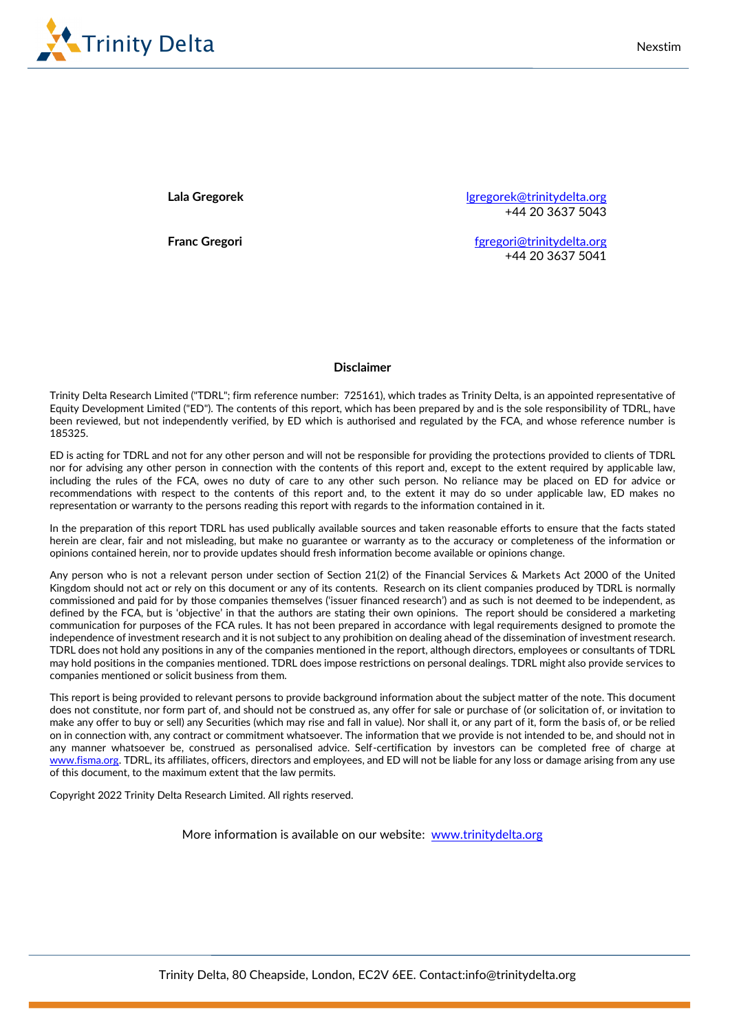**Lala Gregorek** lgregorek@trinitydelta.org
+44 20 3637 5043

**Franc Gregori** fgregori@trinitydelta.org
+44 20 3637 5041

**Disclaimer**

Trinity Delta Research Limited ("TDRL"; firm reference number: 725161), which trades as Trinity Delta, is an appointed representative of Equity Development Limited ("ED"). The contents of this report, which has been prepared by and is the sole responsibility of TDRL, have been reviewed, but not independently verified, by ED which is authorised and regulated by the FCA, and whose reference number is 185325.

ED is acting for TDRL and not for any other person and will not be responsible for providing the protections provided to clients of TDRL nor for advising any other person in connection with the contents of this report and, except to the extent required by applicable law, including the rules of the FCA, owes no duty of care to any other such person. No reliance may be placed on ED for advice or recommendations with respect to the contents of this report and, to the extent it may do so under applicable law, ED makes no representation or warranty to the persons reading this report with regards to the information contained in it.

In the preparation of this report TDRL has used publically available sources and taken reasonable efforts to ensure that the facts stated herein are clear, fair and not misleading, but make no guarantee or warranty as to the accuracy or completeness of the information or opinions contained herein, nor to provide updates should fresh information become available or opinions change.

Any person who is not a relevant person under section of Section 21(2) of the Financial Services & Markets Act 2000 of the United Kingdom should not act or rely on this document or any of its contents. Research on its client companies produced by TDRL is normally commissioned and paid for by those companies themselves ('issuer financed research') and as such is not deemed to be independent, as defined by the FCA, but is 'objective' in that the authors are stating their own opinions. The report should be considered a marketing communication for purposes of the FCA rules. It has not been prepared in accordance with legal requirements designed to promote the independence of investment research and it is not subject to any prohibition on dealing ahead of the dissemination of investment research. TDRL does not hold any positions in any of the companies mentioned in the report, although directors, employees or consultants of TDRL may hold positions in the companies mentioned. TDRL does impose restrictions on personal dealings. TDRL might also provide services to companies mentioned or solicit business from them.

This report is being provided to relevant persons to provide background information about the subject matter of the note. This document does not constitute, nor form part of, and should not be construed as, any offer for sale or purchase of (or solicitation of, or invitation to make any offer to buy or sell) any Securities (which may rise and fall in value). Nor shall it, or any part of it, form the basis of, or be relied on in connection with, any contract or commitment whatsoever. The information that we provide is not intended to be, and should not in any manner whatsoever be, construed as personalised advice. Self-certification by investors can be completed free of charge at www.fisma.org. TDRL, its affiliates, officers, directors and employees, and ED will not be liable for any loss or damage arising from any use of this document, to the maximum extent that the law permits.

Copyright 2022 Trinity Delta Research Limited. All rights reserved.

More information is available on our website: www.trinitydelta.org

Trinity Delta, 80 Cheapside, London, EC2V 6EE. Contact:info@trinitydelta.org